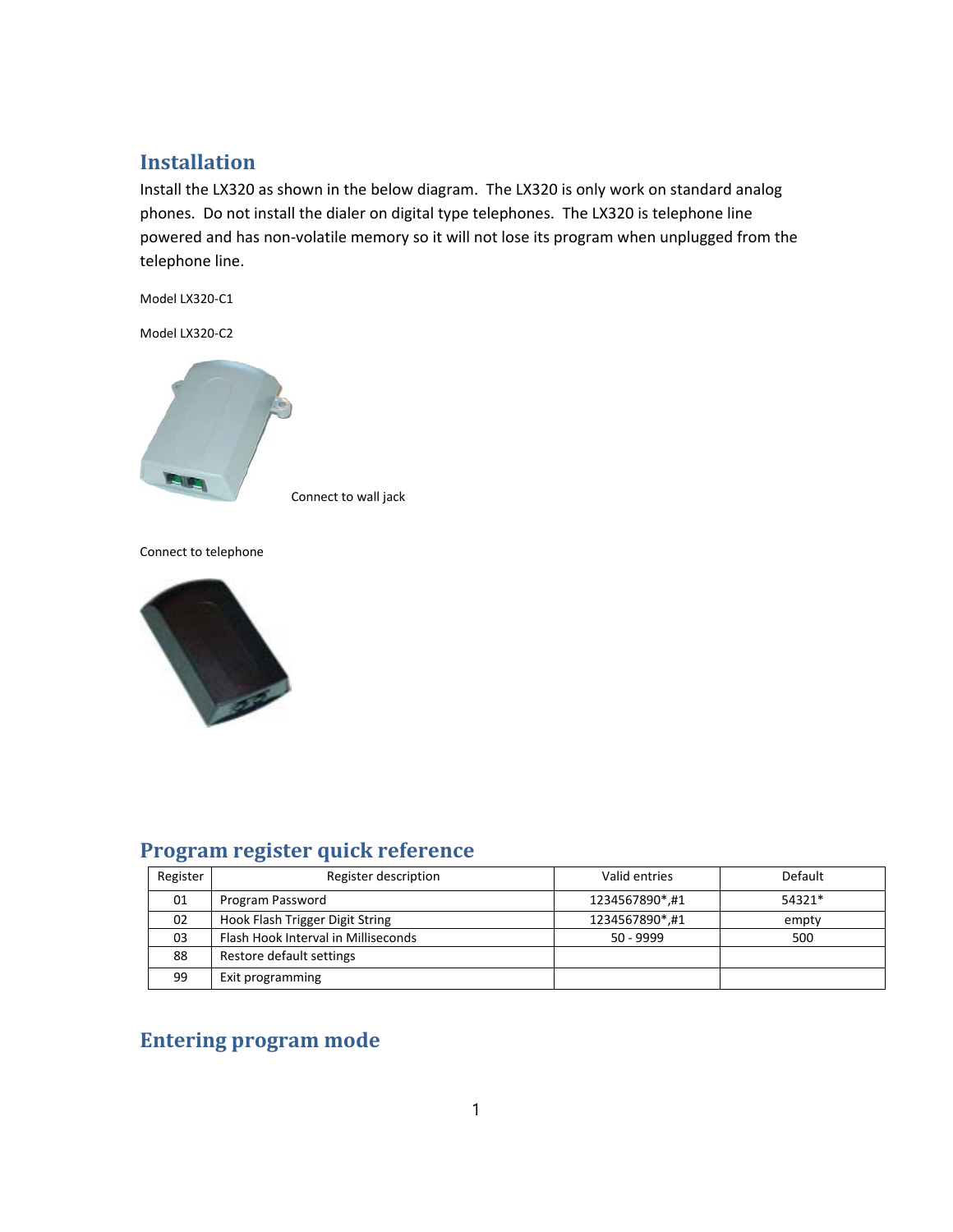## Installation

Install the LX320 as shown in the below diagram. The LX320 is only work on standard analog phones. Do not install the dialer on digital type telephones. The LX320 is telephone line powered and has non-volatile memory so it will not lose its program when unplugged from the telephone line.

Model LX320-C1

Model LX320-C2

Connect to wall jack

Connect to telephone

## Program register quick reference

| Register | Register description | Valid entries | Default |
|---|---|---|---|
| 01 | Program Password | 1234567890*,#1 | 54321* |
| 02 | Hook Flash Trigger Digit String | 1234567890*,#1 | empty |
| 03 | Flash Hook Interval in Milliseconds | 50 - 9999 | 500 |
| 88 | Restore default settings | | |
| 99 | Exit programming | | |

## Entering program mode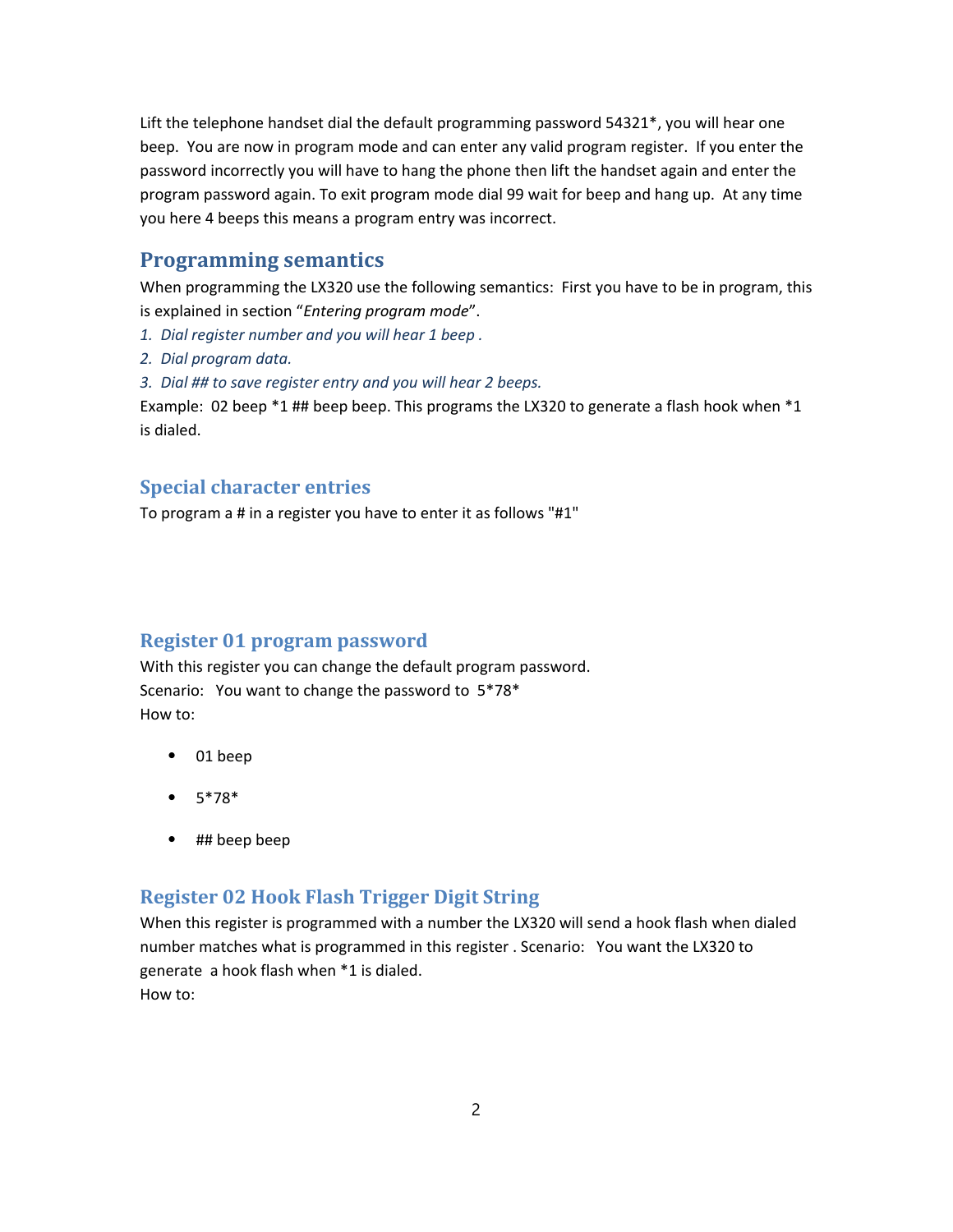Lift the telephone handset dial the default programming password 54321*, you will hear one beep. You are now in program mode and can enter any valid program register. If you enter the password incorrectly you will have to hang the phone then lift the handset again and enter the program password again. To exit program mode dial 99 wait for beep and hang up. At any time you here 4 beeps this means a program entry was incorrect.

## Programming semantics

When programming the LX320 use the following semantics: First you have to be in program, this is explained in section "*Entering program mode*".

1. *Dial register number and you will hear 1 beep .*
2. *Dial program data.*
3. *Dial ## to save register entry and you will hear 2 beeps.*

Example: 02 beep *1 ## beep beep. This programs the LX320 to generate a flash hook when *1 is dialed.

### Special character entries

To program a # in a register you have to enter it as follows "#1"

### Register 01 program password

With this register you can change the default program password.
Scenario: You want to change the password to 5*78*
How to:

- 01 beep
- 5*78*
- ## beep beep

### Register 02 Hook Flash Trigger Digit String

When this register is programmed with a number the LX320 will send a hook flash when dialed number matches what is programmed in this register . Scenario: You want the LX320 to generate a hook flash when *1 is dialed.
How to: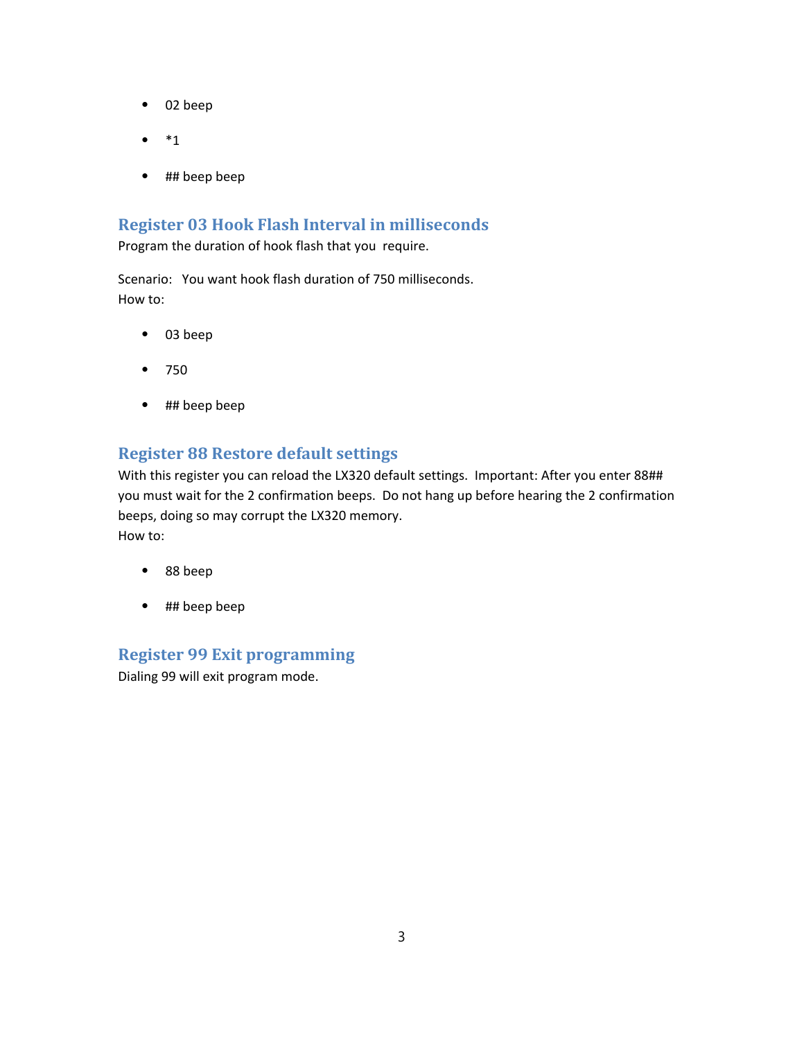- 02 beep
- *1
- ## beep beep

## Register 03 Hook Flash Interval in milliseconds

Program the duration of hook flash that you require.

Scenario: You want hook flash duration of 750 milliseconds.
How to:

- 03 beep
- 750
- ## beep beep

## Register 88 Restore default settings

With this register you can reload the LX320 default settings. Important: After you enter 88## you must wait for the 2 confirmation beeps. Do not hang up before hearing the 2 confirmation beeps, doing so may corrupt the LX320 memory.
How to:

- 88 beep
- ## beep beep

## Register 99 Exit programming

Dialing 99 will exit program mode.